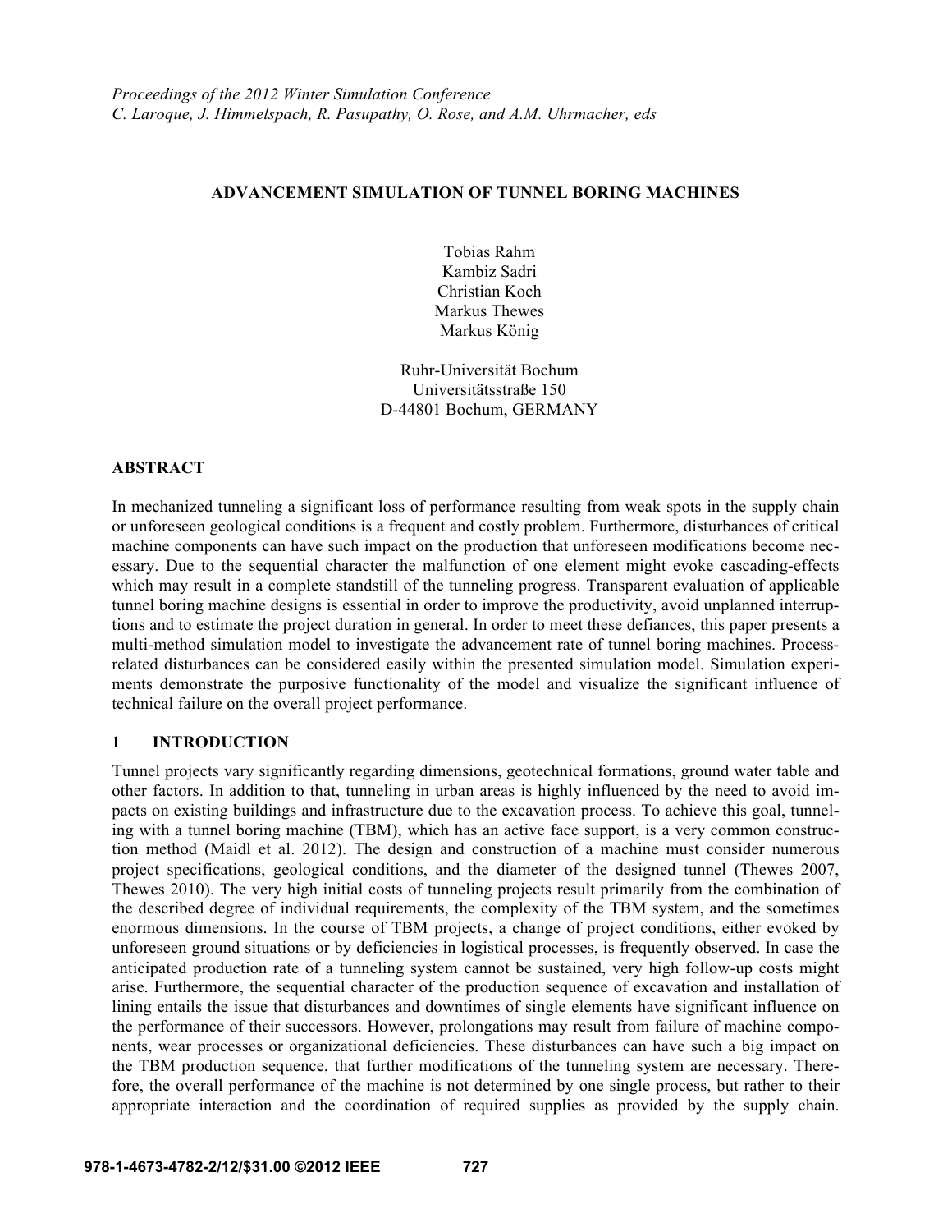*Proceedings of the 2012 Winter Simulation Conference*
*C. Laroque, J. Himmelspach, R. Pasupathy, O. Rose, and A.M. Uhrmacher, eds*

# ADVANCEMENT SIMULATION OF TUNNEL BORING MACHINES

Tobias Rahm
Kambiz Sadri
Christian Koch
Markus Thewes
Markus König

Ruhr-Universität Bochum
Universitätsstraße 150
D-44801 Bochum, GERMANY

## ABSTRACT

In mechanized tunneling a significant loss of performance resulting from weak spots in the supply chain or unforeseen geological conditions is a frequent and costly problem. Furthermore, disturbances of critical machine components can have such impact on the production that unforeseen modifications become necessary. Due to the sequential character the malfunction of one element might evoke cascading-effects which may result in a complete standstill of the tunneling progress. Transparent evaluation of applicable tunnel boring machine designs is essential in order to improve the productivity, avoid unplanned interruptions and to estimate the project duration in general. In order to meet these defiances, this paper presents a multi-method simulation model to investigate the advancement rate of tunnel boring machines. Process-related disturbances can be considered easily within the presented simulation model. Simulation experiments demonstrate the purposive functionality of the model and visualize the significant influence of technical failure on the overall project performance.

## 1 INTRODUCTION

Tunnel projects vary significantly regarding dimensions, geotechnical formations, ground water table and other factors. In addition to that, tunneling in urban areas is highly influenced by the need to avoid impacts on existing buildings and infrastructure due to the excavation process. To achieve this goal, tunneling with a tunnel boring machine (TBM), which has an active face support, is a very common construction method (Maidl et al. 2012). The design and construction of a machine must consider numerous project specifications, geological conditions, and the diameter of the designed tunnel (Thewes 2007, Thewes 2010). The very high initial costs of tunneling projects result primarily from the combination of the described degree of individual requirements, the complexity of the TBM system, and the sometimes enormous dimensions. In the course of TBM projects, a change of project conditions, either evoked by unforeseen ground situations or by deficiencies in logistical processes, is frequently observed. In case the anticipated production rate of a tunneling system cannot be sustained, very high follow-up costs might arise. Furthermore, the sequential character of the production sequence of excavation and installation of lining entails the issue that disturbances and downtimes of single elements have significant influence on the performance of their successors. However, prolongations may result from failure of machine components, wear processes or organizational deficiencies. These disturbances can have such a big impact on the TBM production sequence, that further modifications of the tunneling system are necessary. Therefore, the overall performance of the machine is not determined by one single process, but rather to their appropriate interaction and the coordination of required supplies as provided by the supply chain.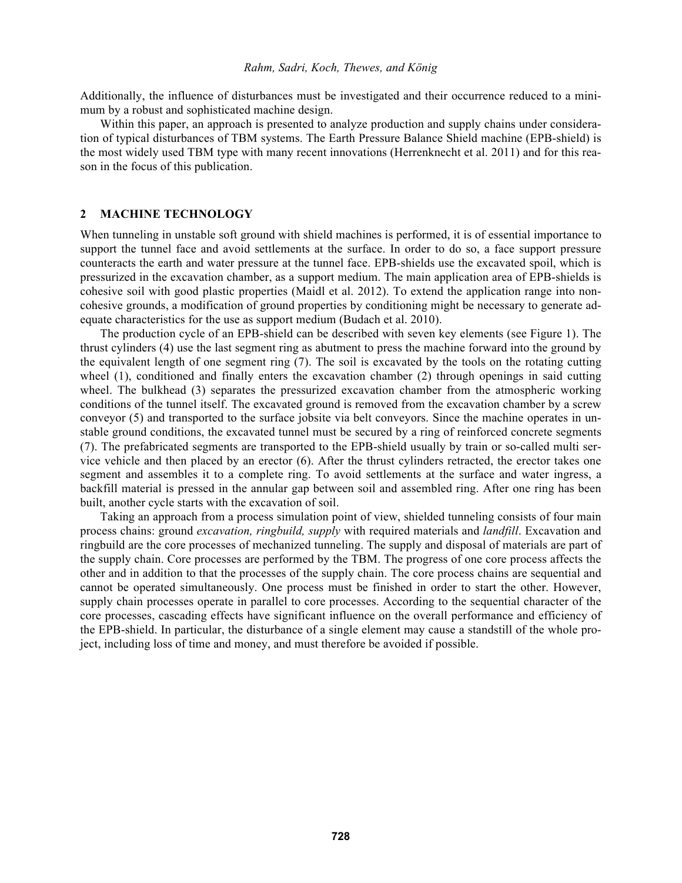Additionally, the influence of disturbances must be investigated and their occurrence reduced to a minimum by a robust and sophisticated machine design.

Within this paper, an approach is presented to analyze production and supply chains under consideration of typical disturbances of TBM systems. The Earth Pressure Balance Shield machine (EPB-shield) is the most widely used TBM type with many recent innovations (Herrenknecht et al. 2011) and for this reason in the focus of this publication.

## 2 MACHINE TECHNOLOGY

When tunneling in unstable soft ground with shield machines is performed, it is of essential importance to support the tunnel face and avoid settlements at the surface. In order to do so, a face support pressure counteracts the earth and water pressure at the tunnel face. EPB-shields use the excavated spoil, which is pressurized in the excavation chamber, as a support medium. The main application area of EPB-shields is cohesive soil with good plastic properties (Maidl et al. 2012). To extend the application range into non-cohesive grounds, a modification of ground properties by conditioning might be necessary to generate adequate characteristics for the use as support medium (Budach et al. 2010).

The production cycle of an EPB-shield can be described with seven key elements (see Figure 1). The thrust cylinders (4) use the last segment ring as abutment to press the machine forward into the ground by the equivalent length of one segment ring (7). The soil is excavated by the tools on the rotating cutting wheel (1), conditioned and finally enters the excavation chamber (2) through openings in said cutting wheel. The bulkhead (3) separates the pressurized excavation chamber from the atmospheric working conditions of the tunnel itself. The excavated ground is removed from the excavation chamber by a screw conveyor (5) and transported to the surface jobsite via belt conveyors. Since the machine operates in unstable ground conditions, the excavated tunnel must be secured by a ring of reinforced concrete segments (7). The prefabricated segments are transported to the EPB-shield usually by train or so-called multi service vehicle and then placed by an erector (6). After the thrust cylinders retracted, the erector takes one segment and assembles it to a complete ring. To avoid settlements at the surface and water ingress, a backfill material is pressed in the annular gap between soil and assembled ring. After one ring has been built, another cycle starts with the excavation of soil.

Taking an approach from a process simulation point of view, shielded tunneling consists of four main process chains: ground *excavation, ringbuild, supply* with required materials and *landfill*. Excavation and ringbuild are the core processes of mechanized tunneling. The supply and disposal of materials are part of the supply chain. Core processes are performed by the TBM. The progress of one core process affects the other and in addition to that the processes of the supply chain. The core process chains are sequential and cannot be operated simultaneously. One process must be finished in order to start the other. However, supply chain processes operate in parallel to core processes. According to the sequential character of the core processes, cascading effects have significant influence on the overall performance and efficiency of the EPB-shield. In particular, the disturbance of a single element may cause a standstill of the whole project, including loss of time and money, and must therefore be avoided if possible.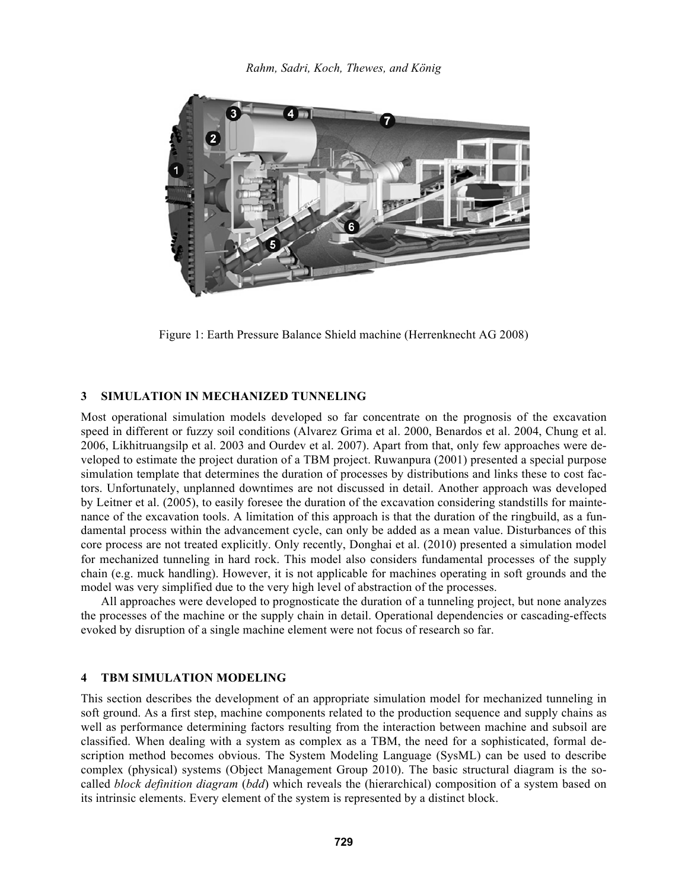Figure 1: Earth Pressure Balance Shield machine (Herrenknecht AG 2008)

## 3 SIMULATION IN MECHANIZED TUNNELING

Most operational simulation models developed so far concentrate on the prognosis of the excavation speed in different or fuzzy soil conditions (Alvarez Grima et al. 2000, Benardos et al. 2004, Chung et al. 2006, Likhitruangsilp et al. 2003 and Ourdev et al. 2007). Apart from that, only few approaches were developed to estimate the project duration of a TBM project. Ruwanpura (2001) presented a special purpose simulation template that determines the duration of processes by distributions and links these to cost factors. Unfortunately, unplanned downtimes are not discussed in detail. Another approach was developed by Leitner et al. (2005), to easily foresee the duration of the excavation considering standstills for maintenance of the excavation tools. A limitation of this approach is that the duration of the ringbuild, as a fundamental process within the advancement cycle, can only be added as a mean value. Disturbances of this core process are not treated explicitly. Only recently, Donghai et al. (2010) presented a simulation model for mechanized tunneling in hard rock. This model also considers fundamental processes of the supply chain (e.g. muck handling). However, it is not applicable for machines operating in soft grounds and the model was very simplified due to the very high level of abstraction of the processes.

All approaches were developed to prognosticate the duration of a tunneling project, but none analyzes the processes of the machine or the supply chain in detail. Operational dependencies or cascading-effects evoked by disruption of a single machine element were not focus of research so far.

## 4 TBM SIMULATION MODELING

This section describes the development of an appropriate simulation model for mechanized tunneling in soft ground. As a first step, machine components related to the production sequence and supply chains as well as performance determining factors resulting from the interaction between machine and subsoil are classified. When dealing with a system as complex as a TBM, the need for a sophisticated, formal description method becomes obvious. The System Modeling Language (SysML) can be used to describe complex (physical) systems (Object Management Group 2010). The basic structural diagram is the so-called *block definition diagram* (*bdd*) which reveals the (hierarchical) composition of a system based on its intrinsic elements. Every element of the system is represented by a distinct block.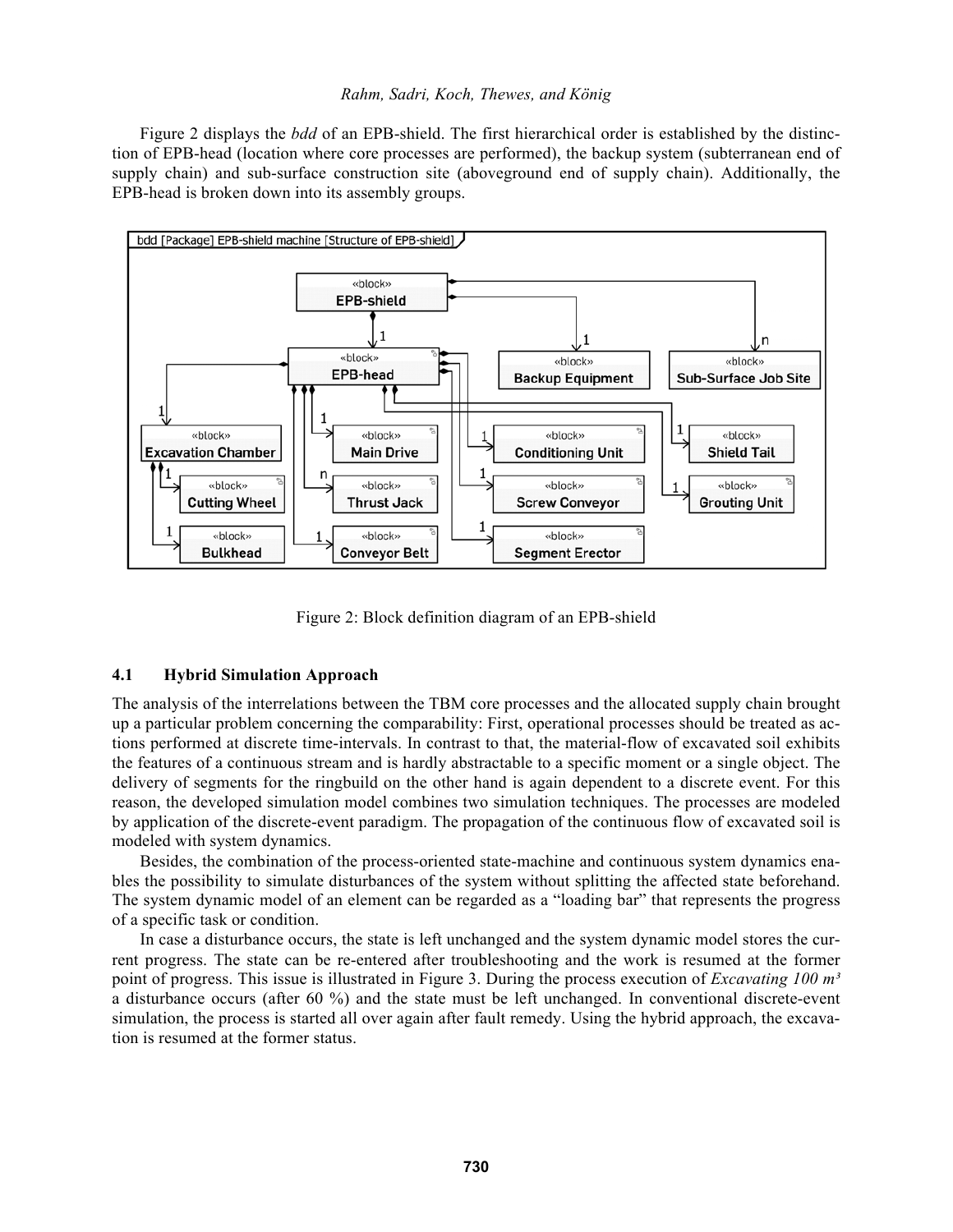Figure 2 displays the *bdd* of an EPB-shield. The first hierarchical order is established by the distinction of EPB-head (location where core processes are performed), the backup system (subterranean end of supply chain) and sub-surface construction site (aboveground end of supply chain). Additionally, the EPB-head is broken down into its assembly groups.

Figure 2: Block definition diagram of an EPB-shield

### 4.1 Hybrid Simulation Approach

The analysis of the interrelations between the TBM core processes and the allocated supply chain brought up a particular problem concerning the comparability: First, operational processes should be treated as actions performed at discrete time-intervals. In contrast to that, the material-flow of excavated soil exhibits the features of a continuous stream and is hardly abstractable to a specific moment or a single object. The delivery of segments for the ringbuild on the other hand is again dependent to a discrete event. For this reason, the developed simulation model combines two simulation techniques. The processes are modeled by application of the discrete-event paradigm. The propagation of the continuous flow of excavated soil is modeled with system dynamics.

Besides, the combination of the process-oriented state-machine and continuous system dynamics enables the possibility to simulate disturbances of the system without splitting the affected state beforehand. The system dynamic model of an element can be regarded as a "loading bar" that represents the progress of a specific task or condition.

In case a disturbance occurs, the state is left unchanged and the system dynamic model stores the current progress. The state can be re-entered after troubleshooting and the work is resumed at the former point of progress. This issue is illustrated in Figure 3. During the process execution of *Excavating 100 m³* a disturbance occurs (after 60 %) and the state must be left unchanged. In conventional discrete-event simulation, the process is started all over again after fault remedy. Using the hybrid approach, the excavation is resumed at the former status.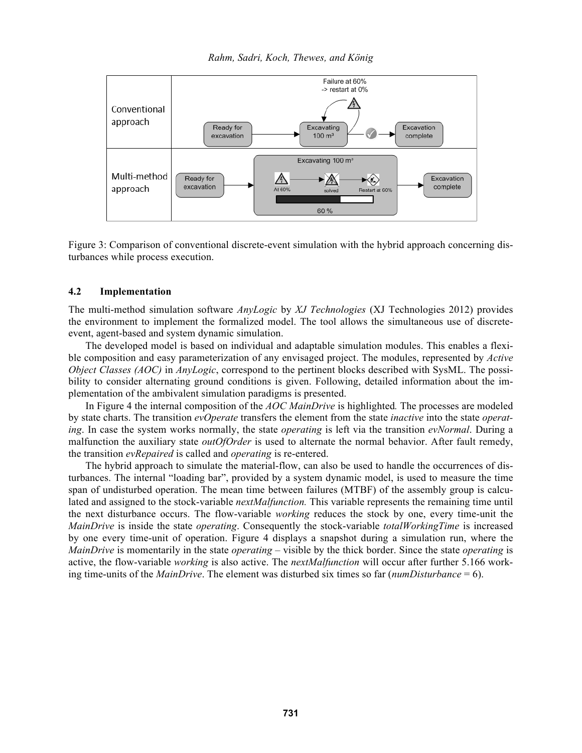Figure 3: Comparison of conventional discrete-event simulation with the hybrid approach concerning disturbances while process execution.

### 4.2 Implementation

The multi-method simulation software *AnyLogic* by *XJ Technologies* (XJ Technologies 2012) provides the environment to implement the formalized model. The tool allows the simultaneous use of discrete-event, agent-based and system dynamic simulation.

The developed model is based on individual and adaptable simulation modules. This enables a flexible composition and easy parameterization of any envisaged project. The modules, represented by *Active Object Classes (AOC)* in *AnyLogic*, correspond to the pertinent blocks described with SysML. The possibility to consider alternating ground conditions is given. Following, detailed information about the implementation of the ambivalent simulation paradigms is presented.

In Figure 4 the internal composition of the *AOC MainDrive* is highlighted*.* The processes are modeled by state charts. The transition *evOperate* transfers the element from the state *inactive* into the state *operating*. In case the system works normally, the state *operating* is left via the transition *evNormal*. During a malfunction the auxiliary state *outOfOrder* is used to alternate the normal behavior. After fault remedy, the transition *evRepaired* is called and *operating* is re-entered.

The hybrid approach to simulate the material-flow, can also be used to handle the occurrences of disturbances. The internal "loading bar", provided by a system dynamic model, is used to measure the time span of undisturbed operation. The mean time between failures (MTBF) of the assembly group is calculated and assigned to the stock-variable *nextMalfunction.* This variable represents the remaining time until the next disturbance occurs. The flow-variable *working* reduces the stock by one, every time-unit the *MainDrive* is inside the state *operating*. Consequently the stock-variable *totalWorkingTime* is increased by one every time-unit of operation. Figure 4 displays a snapshot during a simulation run, where the *MainDrive* is momentarily in the state *operating* – visible by the thick border. Since the state *operating* is active, the flow-variable *working* is also active. The *nextMalfunction* will occur after further 5.166 working time-units of the *MainDrive*. The element was disturbed six times so far (*numDisturbance* = 6).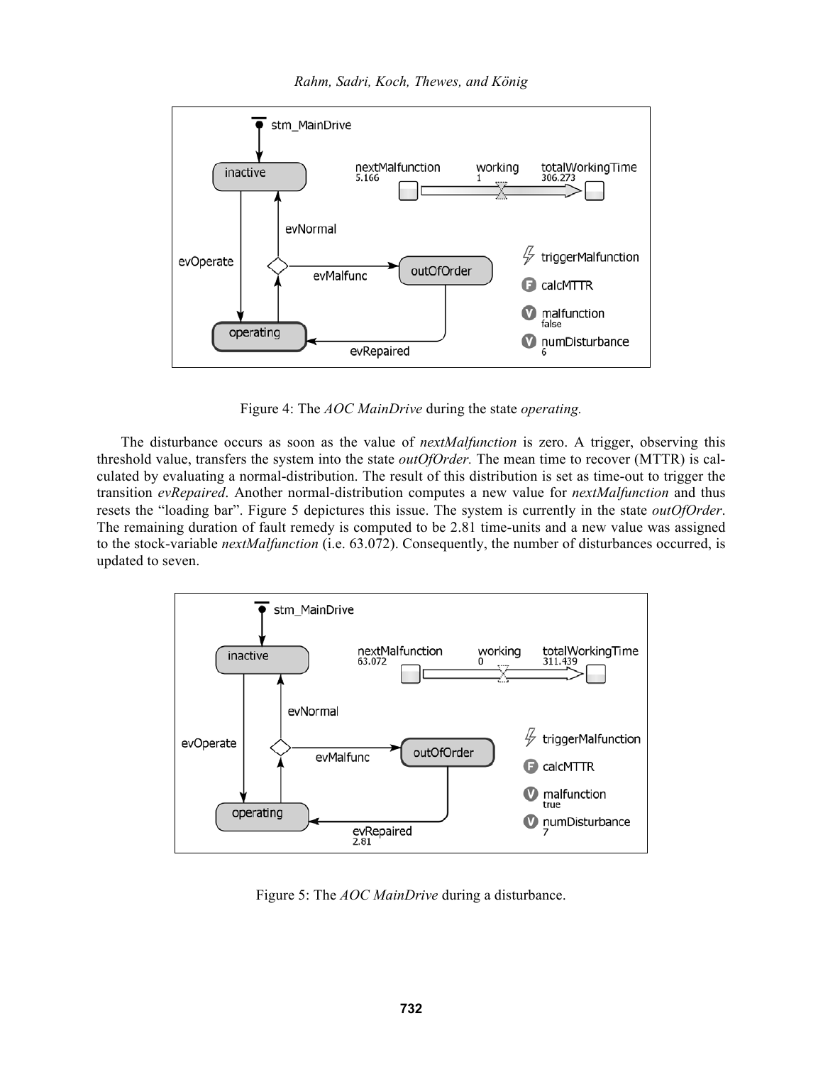Figure 4: The *AOC MainDrive* during the state *operating.*

The disturbance occurs as soon as the value of *nextMalfunction* is zero. A trigger, observing this threshold value, transfers the system into the state *outOfOrder.* The mean time to recover (MTTR) is calculated by evaluating a normal-distribution. The result of this distribution is set as time-out to trigger the transition *evRepaired*. Another normal-distribution computes a new value for *nextMalfunction* and thus resets the "loading bar". Figure 5 depictures this issue. The system is currently in the state *outOfOrder*. The remaining duration of fault remedy is computed to be 2.81 time-units and a new value was assigned to the stock-variable *nextMalfunction* (i.e. 63.072). Consequently, the number of disturbances occurred, is updated to seven.

Figure 5: The *AOC MainDrive* during a disturbance.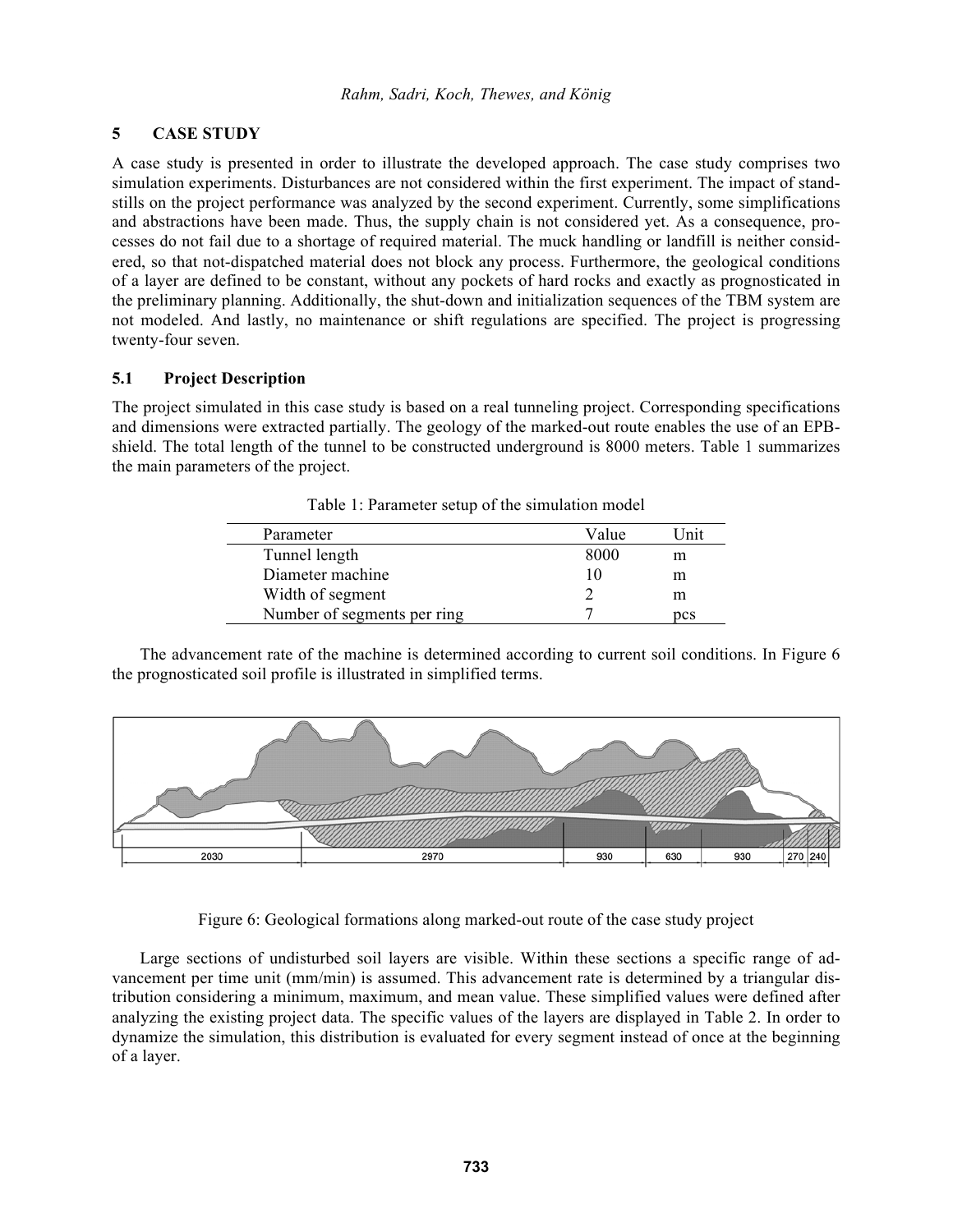## 5 CASE STUDY

A case study is presented in order to illustrate the developed approach. The case study comprises two simulation experiments. Disturbances are not considered within the first experiment. The impact of standstills on the project performance was analyzed by the second experiment. Currently, some simplifications and abstractions have been made. Thus, the supply chain is not considered yet. As a consequence, processes do not fail due to a shortage of required material. The muck handling or landfill is neither considered, so that not-dispatched material does not block any process. Furthermore, the geological conditions of a layer are defined to be constant, without any pockets of hard rocks and exactly as prognosticated in the preliminary planning. Additionally, the shut-down and initialization sequences of the TBM system are not modeled. And lastly, no maintenance or shift regulations are specified. The project is progressing twenty-four seven.

### 5.1 Project Description

The project simulated in this case study is based on a real tunneling project. Corresponding specifications and dimensions were extracted partially. The geology of the marked-out route enables the use of an EPB-shield. The total length of the tunnel to be constructed underground is 8000 meters. Table 1 summarizes the main parameters of the project.

Table 1: Parameter setup of the simulation model

| Parameter | Value | Unit |
|---|---|---|
| Tunnel length | 8000 | m |
| Diameter machine | 10 | m |
| Width of segment | 2 | m |
| Number of segments per ring | 7 | pcs |

The advancement rate of the machine is determined according to current soil conditions. In Figure 6 the prognosticated soil profile is illustrated in simplified terms.

Figure 6: Geological formations along marked-out route of the case study project

Large sections of undisturbed soil layers are visible. Within these sections a specific range of advancement per time unit (mm/min) is assumed. This advancement rate is determined by a triangular distribution considering a minimum, maximum, and mean value. These simplified values were defined after analyzing the existing project data. The specific values of the layers are displayed in Table 2. In order to dynamize the simulation, this distribution is evaluated for every segment instead of once at the beginning of a layer.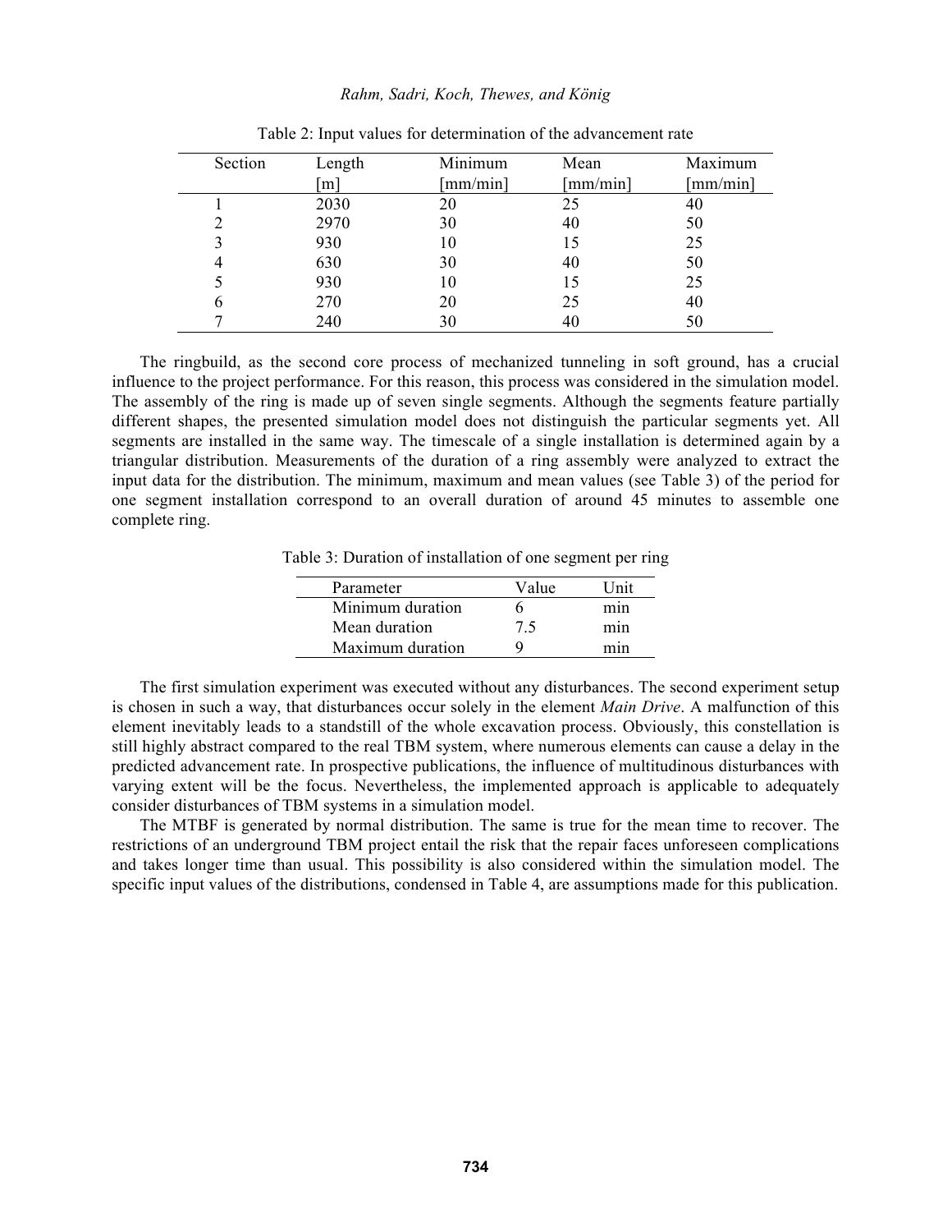Table 2: Input values for determination of the advancement rate

| Section | Length [m] | Minimum [mm/min] | Mean [mm/min] | Maximum [mm/min] |
|---|---|---|---|---|
| 1 | 2030 | 20 | 25 | 40 |
| 2 | 2970 | 30 | 40 | 50 |
| 3 | 930 | 10 | 15 | 25 |
| 4 | 630 | 30 | 40 | 50 |
| 5 | 930 | 10 | 15 | 25 |
| 6 | 270 | 20 | 25 | 40 |
| 7 | 240 | 30 | 40 | 50 |

The ringbuild, as the second core process of mechanized tunneling in soft ground, has a crucial influence to the project performance. For this reason, this process was considered in the simulation model. The assembly of the ring is made up of seven single segments. Although the segments feature partially different shapes, the presented simulation model does not distinguish the particular segments yet. All segments are installed in the same way. The timescale of a single installation is determined again by a triangular distribution. Measurements of the duration of a ring assembly were analyzed to extract the input data for the distribution. The minimum, maximum and mean values (see Table 3) of the period for one segment installation correspond to an overall duration of around 45 minutes to assemble one complete ring.

Table 3: Duration of installation of one segment per ring

| Parameter | Value | Unit |
|---|---|---|
| Minimum duration | 6 | min |
| Mean duration | 7.5 | min |
| Maximum duration | 9 | min |

The first simulation experiment was executed without any disturbances. The second experiment setup is chosen in such a way, that disturbances occur solely in the element *Main Drive*. A malfunction of this element inevitably leads to a standstill of the whole excavation process. Obviously, this constellation is still highly abstract compared to the real TBM system, where numerous elements can cause a delay in the predicted advancement rate. In prospective publications, the influence of multitudinous disturbances with varying extent will be the focus. Nevertheless, the implemented approach is applicable to adequately consider disturbances of TBM systems in a simulation model.

The MTBF is generated by normal distribution. The same is true for the mean time to recover. The restrictions of an underground TBM project entail the risk that the repair faces unforeseen complications and takes longer time than usual. This possibility is also considered within the simulation model. The specific input values of the distributions, condensed in Table 4, are assumptions made for this publication.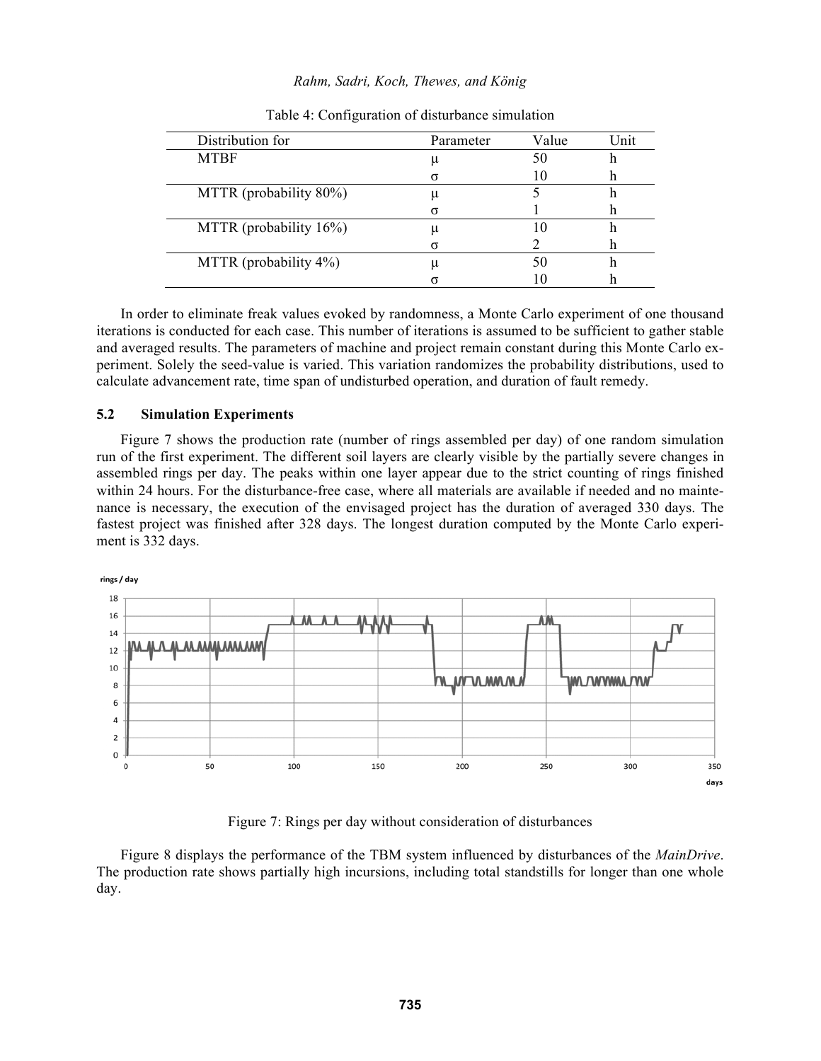Table 4: Configuration of disturbance simulation

| Distribution for | Parameter | Value | Unit |
|---|---|---|---|
| MTBF | μ | 50 | h |
| | σ | 10 | h |
| MTTR (probability 80%) | μ | 5 | h |
| | σ | 1 | h |
| MTTR (probability 16%) | μ | 10 | h |
| | σ | 2 | h |
| MTTR (probability 4%) | μ | 50 | h |
| | σ | 10 | h |

In order to eliminate freak values evoked by randomness, a Monte Carlo experiment of one thousand iterations is conducted for each case. This number of iterations is assumed to be sufficient to gather stable and averaged results. The parameters of machine and project remain constant during this Monte Carlo experiment. Solely the seed-value is varied. This variation randomizes the probability distributions, used to calculate advancement rate, time span of undisturbed operation, and duration of fault remedy.

### 5.2 Simulation Experiments

Figure 7 shows the production rate (number of rings assembled per day) of one random simulation run of the first experiment. The different soil layers are clearly visible by the partially severe changes in assembled rings per day. The peaks within one layer appear due to the strict counting of rings finished within 24 hours. For the disturbance-free case, where all materials are available if needed and no maintenance is necessary, the execution of the envisaged project has the duration of averaged 330 days. The fastest project was finished after 328 days. The longest duration computed by the Monte Carlo experiment is 332 days.

Figure 7: Rings per day without consideration of disturbances

Figure 8 displays the performance of the TBM system influenced by disturbances of the *MainDrive*. The production rate shows partially high incursions, including total standstills for longer than one whole day.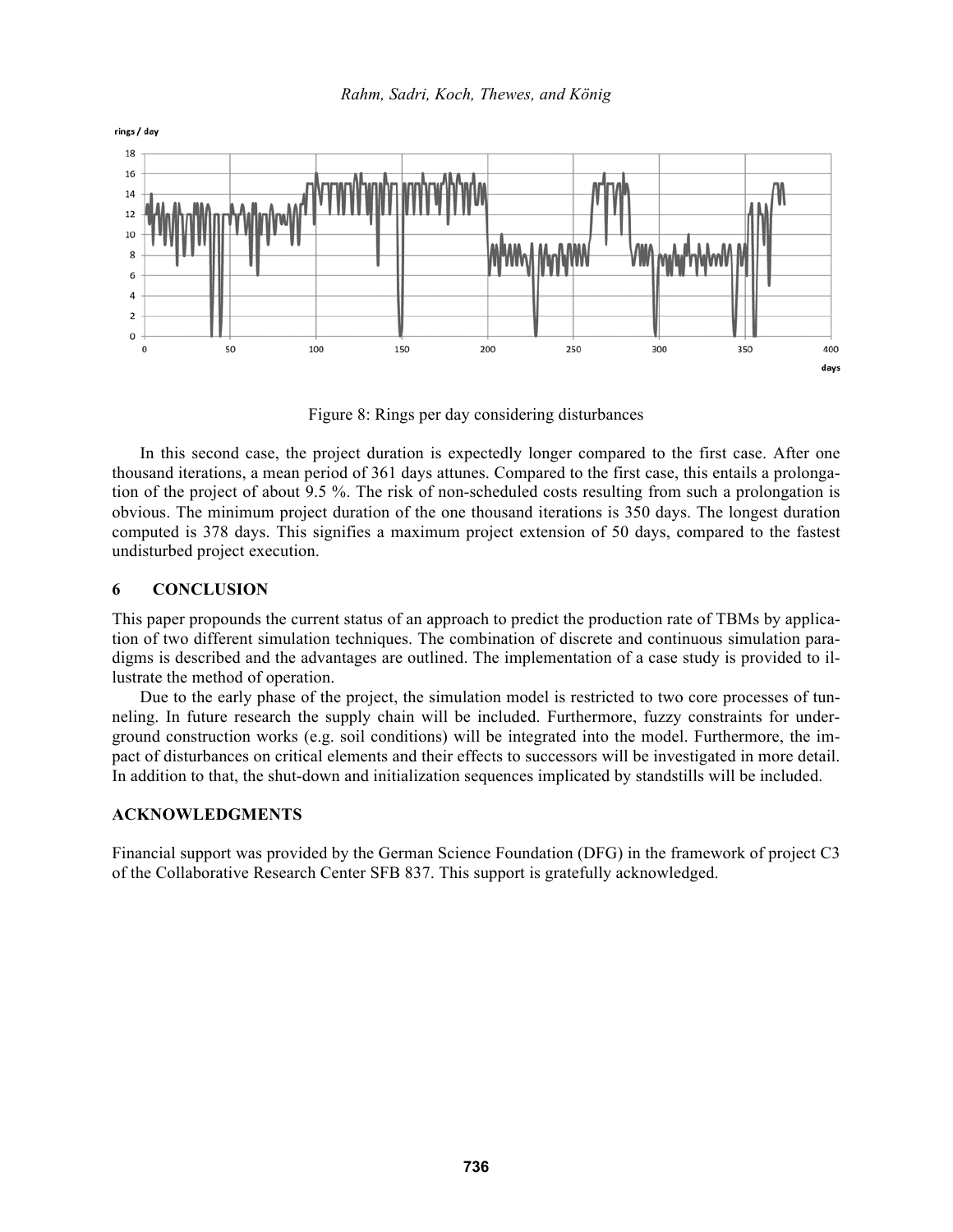Figure 8: Rings per day considering disturbances

In this second case, the project duration is expectedly longer compared to the first case. After one thousand iterations, a mean period of 361 days attunes. Compared to the first case, this entails a prolongation of the project of about 9.5 %. The risk of non-scheduled costs resulting from such a prolongation is obvious. The minimum project duration of the one thousand iterations is 350 days. The longest duration computed is 378 days. This signifies a maximum project extension of 50 days, compared to the fastest undisturbed project execution.

## 6 CONCLUSION

This paper propounds the current status of an approach to predict the production rate of TBMs by application of two different simulation techniques. The combination of discrete and continuous simulation paradigms is described and the advantages are outlined. The implementation of a case study is provided to illustrate the method of operation.

Due to the early phase of the project, the simulation model is restricted to two core processes of tunneling. In future research the supply chain will be included. Furthermore, fuzzy constraints for underground construction works (e.g. soil conditions) will be integrated into the model. Furthermore, the impact of disturbances on critical elements and their effects to successors will be investigated in more detail. In addition to that, the shut-down and initialization sequences implicated by standstills will be included.

## ACKNOWLEDGMENTS

Financial support was provided by the German Science Foundation (DFG) in the framework of project C3 of the Collaborative Research Center SFB 837. This support is gratefully acknowledged.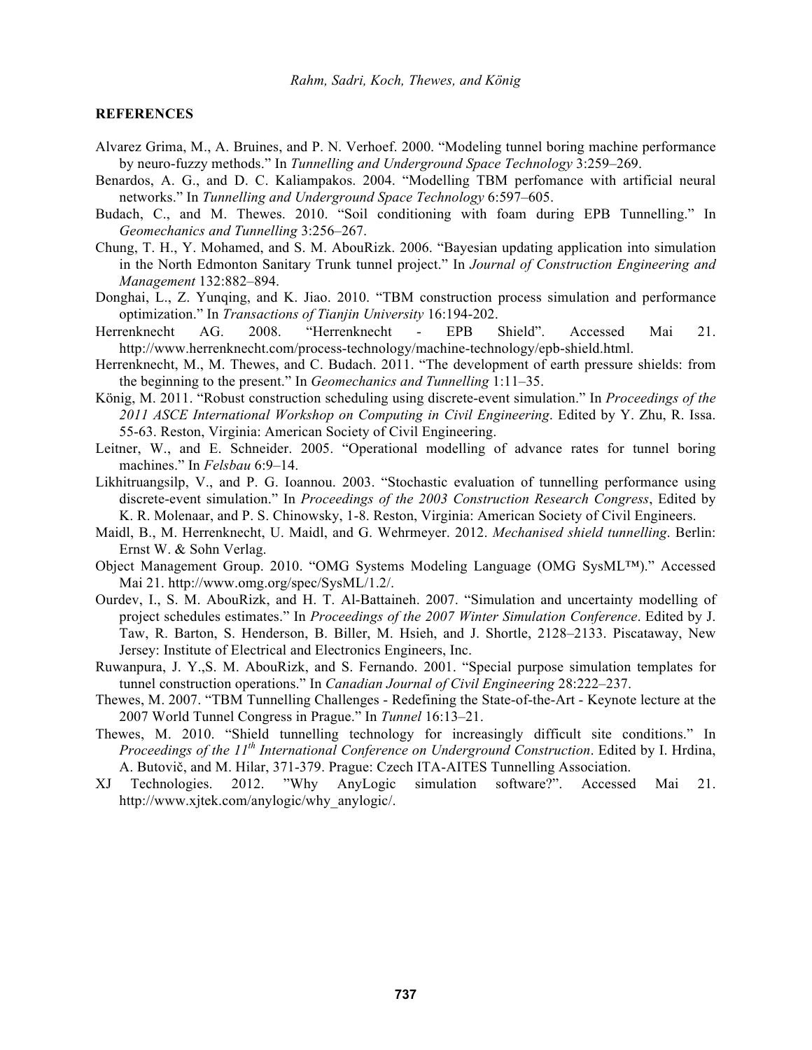## REFERENCES

Alvarez Grima, M., A. Bruines, and P. N. Verhoef. 2000. "Modeling tunnel boring machine performance by neuro-fuzzy methods." In *Tunnelling and Underground Space Technology* 3:259–269.

Benardos, A. G., and D. C. Kaliampakos. 2004. "Modelling TBM perfomance with artificial neural networks." In *Tunnelling and Underground Space Technology* 6:597–605.

Budach, C., and M. Thewes. 2010. "Soil conditioning with foam during EPB Tunnelling." In *Geomechanics and Tunnelling* 3:256–267.

Chung, T. H., Y. Mohamed, and S. M. AbouRizk. 2006. "Bayesian updating application into simulation in the North Edmonton Sanitary Trunk tunnel project." In *Journal of Construction Engineering and Management* 132:882–894.

Donghai, L., Z. Yunqing, and K. Jiao. 2010. "TBM construction process simulation and performance optimization." In *Transactions of Tianjin University* 16:194-202.

Herrenknecht AG. 2008. "Herrenknecht - EPB Shield". Accessed Mai 21. http://www.herrenknecht.com/process-technology/machine-technology/epb-shield.html.

Herrenknecht, M., M. Thewes, and C. Budach. 2011. "The development of earth pressure shields: from the beginning to the present." In *Geomechanics and Tunnelling* 1:11–35.

König, M. 2011. "Robust construction scheduling using discrete-event simulation." In *Proceedings of the 2011 ASCE International Workshop on Computing in Civil Engineering*. Edited by Y. Zhu, R. Issa. 55-63. Reston, Virginia: American Society of Civil Engineering.

Leitner, W., and E. Schneider. 2005. "Operational modelling of advance rates for tunnel boring machines." In *Felsbau* 6:9–14.

Likhitruangsilp, V., and P. G. Ioannou. 2003. "Stochastic evaluation of tunnelling performance using discrete-event simulation." In *Proceedings of the 2003 Construction Research Congress*, Edited by K. R. Molenaar, and P. S. Chinowsky, 1-8. Reston, Virginia: American Society of Civil Engineers.

Maidl, B., M. Herrenknecht, U. Maidl, and G. Wehrmeyer. 2012. *Mechanised shield tunnelling*. Berlin: Ernst W. & Sohn Verlag.

Object Management Group. 2010. "OMG Systems Modeling Language (OMG SysML™)." Accessed Mai 21. http://www.omg.org/spec/SysML/1.2/.

Ourdev, I., S. M. AbouRizk, and H. T. Al-Battaineh. 2007. "Simulation and uncertainty modelling of project schedules estimates." In *Proceedings of the 2007 Winter Simulation Conference*. Edited by J. Taw, R. Barton, S. Henderson, B. Biller, M. Hsieh, and J. Shortle, 2128–2133. Piscataway, New Jersey: Institute of Electrical and Electronics Engineers, Inc.

Ruwanpura, J. Y.,S. M. AbouRizk, and S. Fernando. 2001. "Special purpose simulation templates for tunnel construction operations." In *Canadian Journal of Civil Engineering* 28:222–237.

Thewes, M. 2007. "TBM Tunnelling Challenges - Redefining the State-of-the-Art - Keynote lecture at the 2007 World Tunnel Congress in Prague." In *Tunnel* 16:13–21.

Thewes, M. 2010. "Shield tunnelling technology for increasingly difficult site conditions." In *Proceedings of the 11th International Conference on Underground Construction*. Edited by I. Hrdina, A. Butovič, and M. Hilar, 371-379. Prague: Czech ITA-AITES Tunnelling Association.

XJ Technologies. 2012. "Why AnyLogic simulation software?". Accessed Mai 21. http://www.xjtek.com/anylogic/why_anylogic/.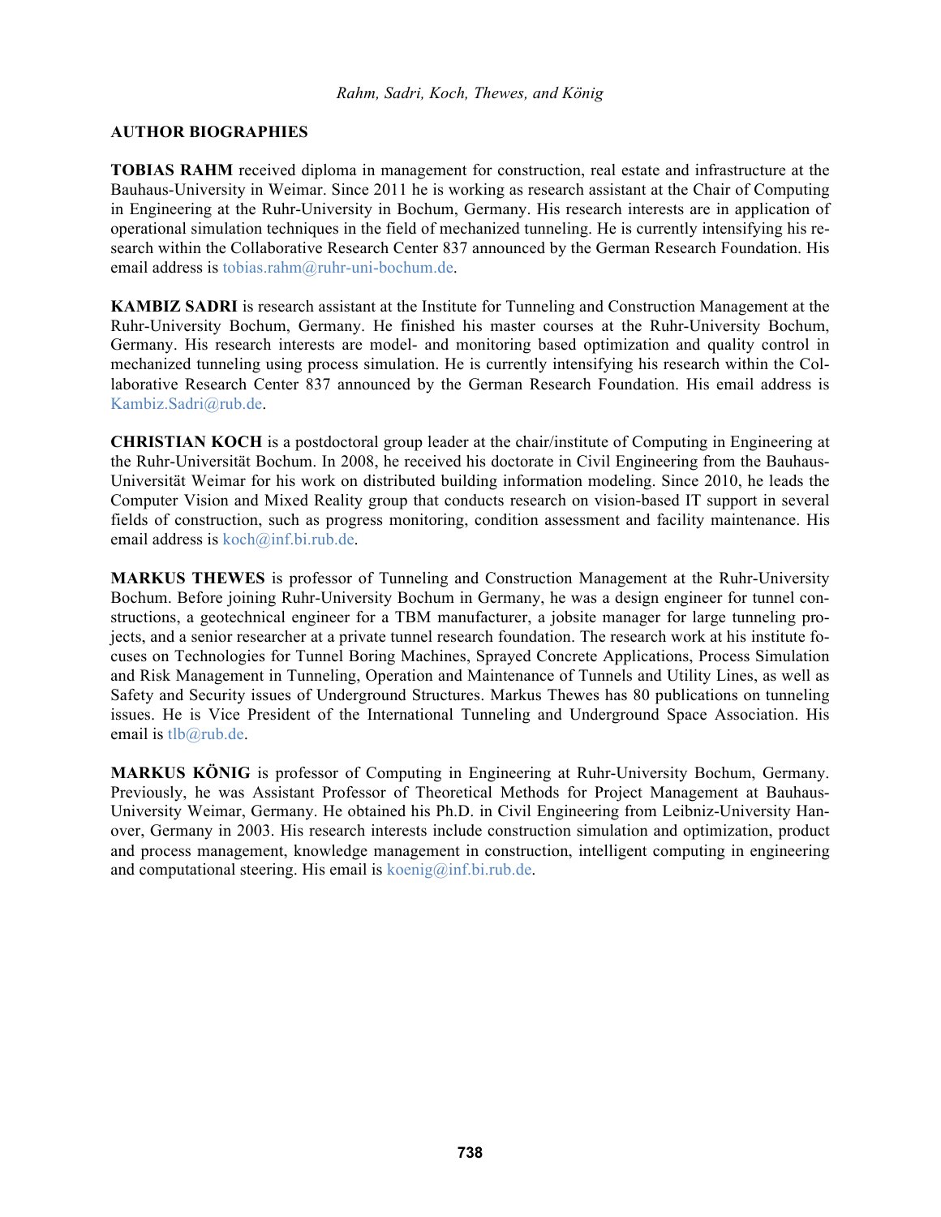## AUTHOR BIOGRAPHIES

**TOBIAS RAHM** received diploma in management for construction, real estate and infrastructure at the Bauhaus-University in Weimar. Since 2011 he is working as research assistant at the Chair of Computing in Engineering at the Ruhr-University in Bochum, Germany. His research interests are in application of operational simulation techniques in the field of mechanized tunneling. He is currently intensifying his research within the Collaborative Research Center 837 announced by the German Research Foundation. His email address is tobias.rahm@ruhr-uni-bochum.de.

**KAMBIZ SADRI** is research assistant at the Institute for Tunneling and Construction Management at the Ruhr-University Bochum, Germany. He finished his master courses at the Ruhr-University Bochum, Germany. His research interests are model- and monitoring based optimization and quality control in mechanized tunneling using process simulation. He is currently intensifying his research within the Collaborative Research Center 837 announced by the German Research Foundation. His email address is Kambiz.Sadri@rub.de.

**CHRISTIAN KOCH** is a postdoctoral group leader at the chair/institute of Computing in Engineering at the Ruhr-Universität Bochum. In 2008, he received his doctorate in Civil Engineering from the Bauhaus-Universität Weimar for his work on distributed building information modeling. Since 2010, he leads the Computer Vision and Mixed Reality group that conducts research on vision-based IT support in several fields of construction, such as progress monitoring, condition assessment and facility maintenance. His email address is koch@inf.bi.rub.de.

**MARKUS THEWES** is professor of Tunneling and Construction Management at the Ruhr-University Bochum. Before joining Ruhr-University Bochum in Germany, he was a design engineer for tunnel constructions, a geotechnical engineer for a TBM manufacturer, a jobsite manager for large tunneling projects, and a senior researcher at a private tunnel research foundation. The research work at his institute focuses on Technologies for Tunnel Boring Machines, Sprayed Concrete Applications, Process Simulation and Risk Management in Tunneling, Operation and Maintenance of Tunnels and Utility Lines, as well as Safety and Security issues of Underground Structures. Markus Thewes has 80 publications on tunneling issues. He is Vice President of the International Tunneling and Underground Space Association. His email is tlb@rub.de.

**MARKUS KÖNIG** is professor of Computing in Engineering at Ruhr-University Bochum, Germany. Previously, he was Assistant Professor of Theoretical Methods for Project Management at Bauhaus-University Weimar, Germany. He obtained his Ph.D. in Civil Engineering from Leibniz-University Hanover, Germany in 2003. His research interests include construction simulation and optimization, product and process management, knowledge management in construction, intelligent computing in engineering and computational steering. His email is koenig@inf.bi.rub.de.